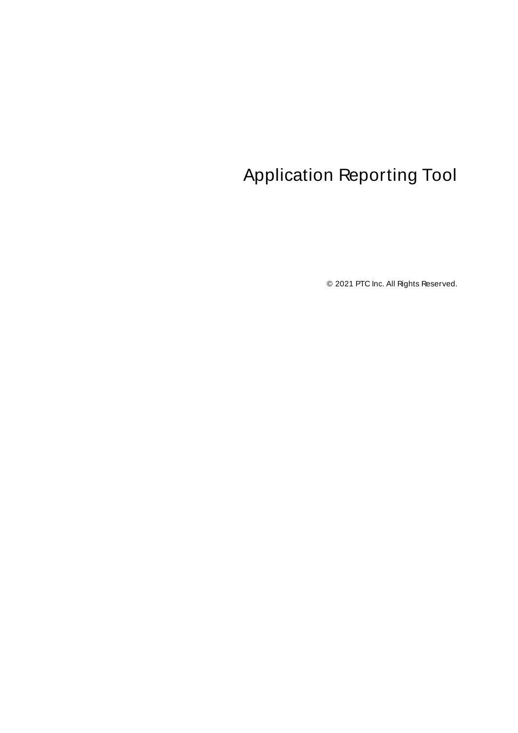# Application Reporting Tool

© 2021 PTC Inc. All Rights Reserved.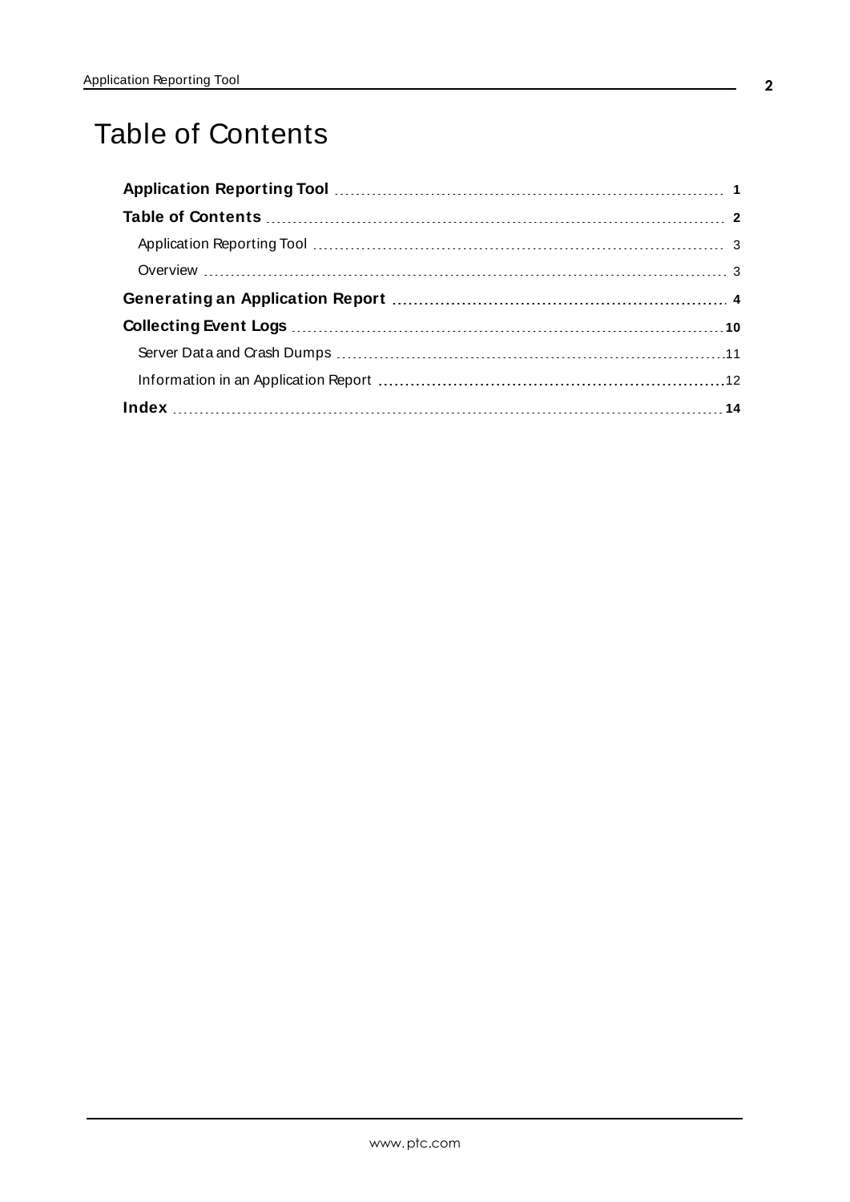# Table of Contents

**Application Reporting Tool** ..... **1**

**Table of Contents** ..... **2**

- Application Reporting Tool ..... 3
- Overview ..... 3

**Generating an Application Report** ..... **4**

**Collecting Event Logs** ..... **10**

- Server Data and Crash Dumps ..... 11
- Information in an Application Report ..... 12

**Index** ..... **14**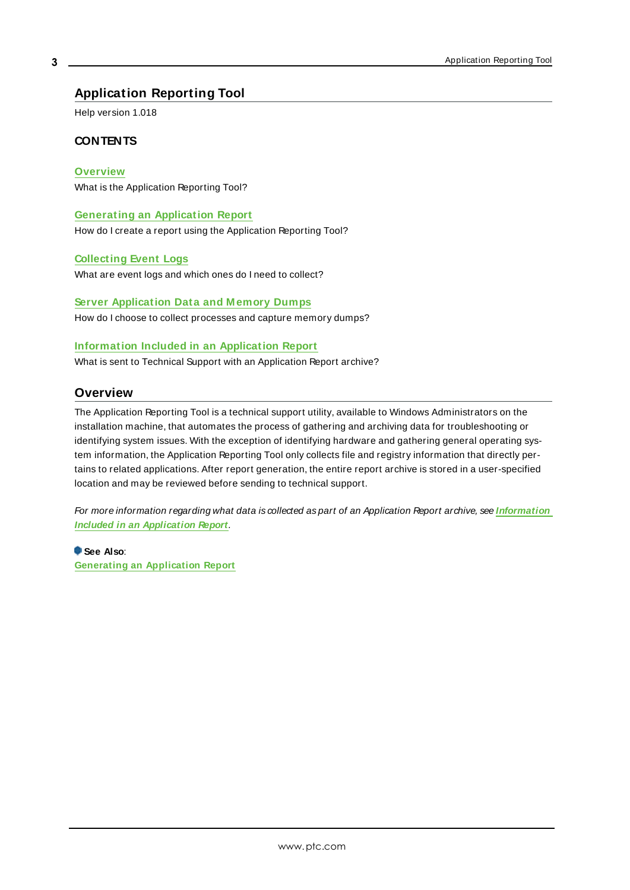# Application Reporting Tool

Help version 1.018

## CONTENTS

**Overview**
What is the Application Reporting Tool?

**Generating an Application Report**
How do I create a report using the Application Reporting Tool?

**Collecting Event Logs**
What are event logs and which ones do I need to collect?

**Server Application Data and Memory Dumps**
How do I choose to collect processes and capture memory dumps?

**Information Included in an Application Report**
What is sent to Technical Support with an Application Report archive?

## Overview

The Application Reporting Tool is a technical support utility, available to Windows Administrators on the installation machine, that automates the process of gathering and archiving data for troubleshooting or identifying system issues. With the exception of identifying hardware and gathering general operating system information, the Application Reporting Tool only collects file and registry information that directly pertains to related applications. After report generation, the entire report archive is stored in a user-specified location and may be reviewed before sending to technical support.

*For more information regarding what data is collected as part of an Application Report archive, see* ***Information Included in an Application Report****.*

**See Also**:
**Generating an Application Report**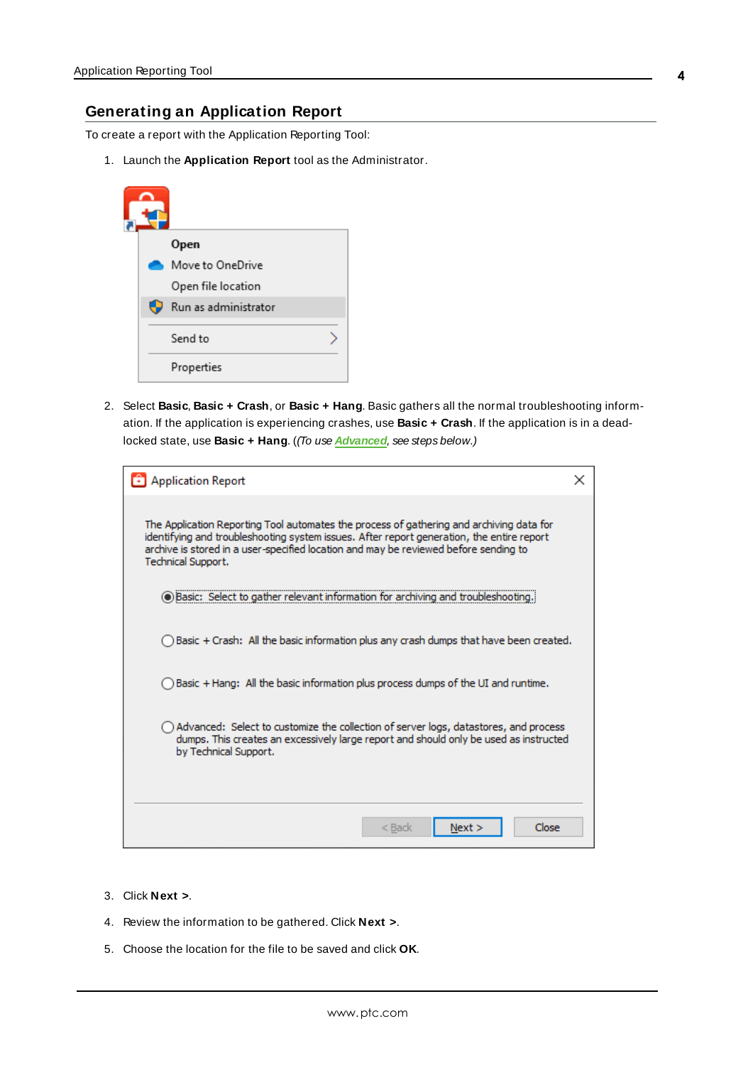## Generating an Application Report

To create a report with the Application Reporting Tool:

1. Launch the **Application Report** tool as the Administrator.

2. Select **Basic**, **Basic + Crash**, or **Basic + Hang**. Basic gathers all the normal troubleshooting information. If the application is experiencing crashes, use **Basic + Crash**. If the application is in a deadlocked state, use **Basic + Hang**. (*(To use* ***Advanced****, see steps below.)*

3. Click **Next >**.

4. Review the information to be gathered. Click **Next >**.

5. Choose the location for the file to be saved and click **OK**.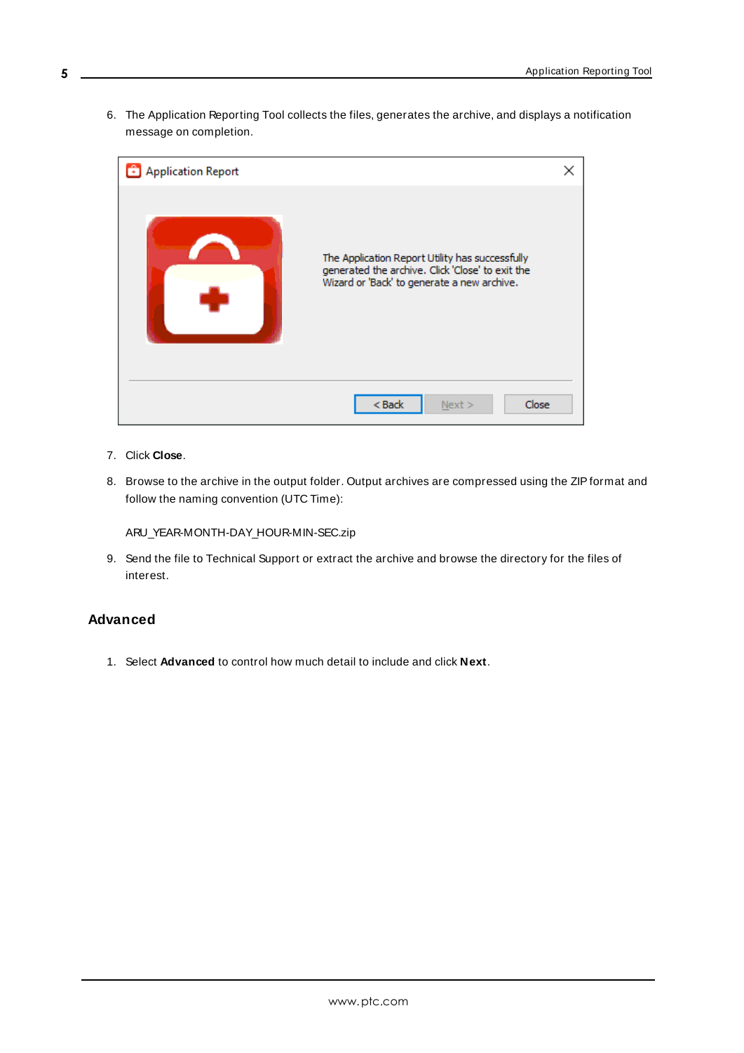6. The Application Reporting Tool collects the files, generates the archive, and displays a notification message on completion.

7. Click **Close**.

8. Browse to the archive in the output folder. Output archives are compressed using the ZIP format and follow the naming convention (UTC Time):

   ARU_YEAR-MONTH-DAY_HOUR-MIN-SEC.zip

9. Send the file to Technical Support or extract the archive and browse the directory for the files of interest.

## Advanced

1. Select **Advanced** to control how much detail to include and click **Next**.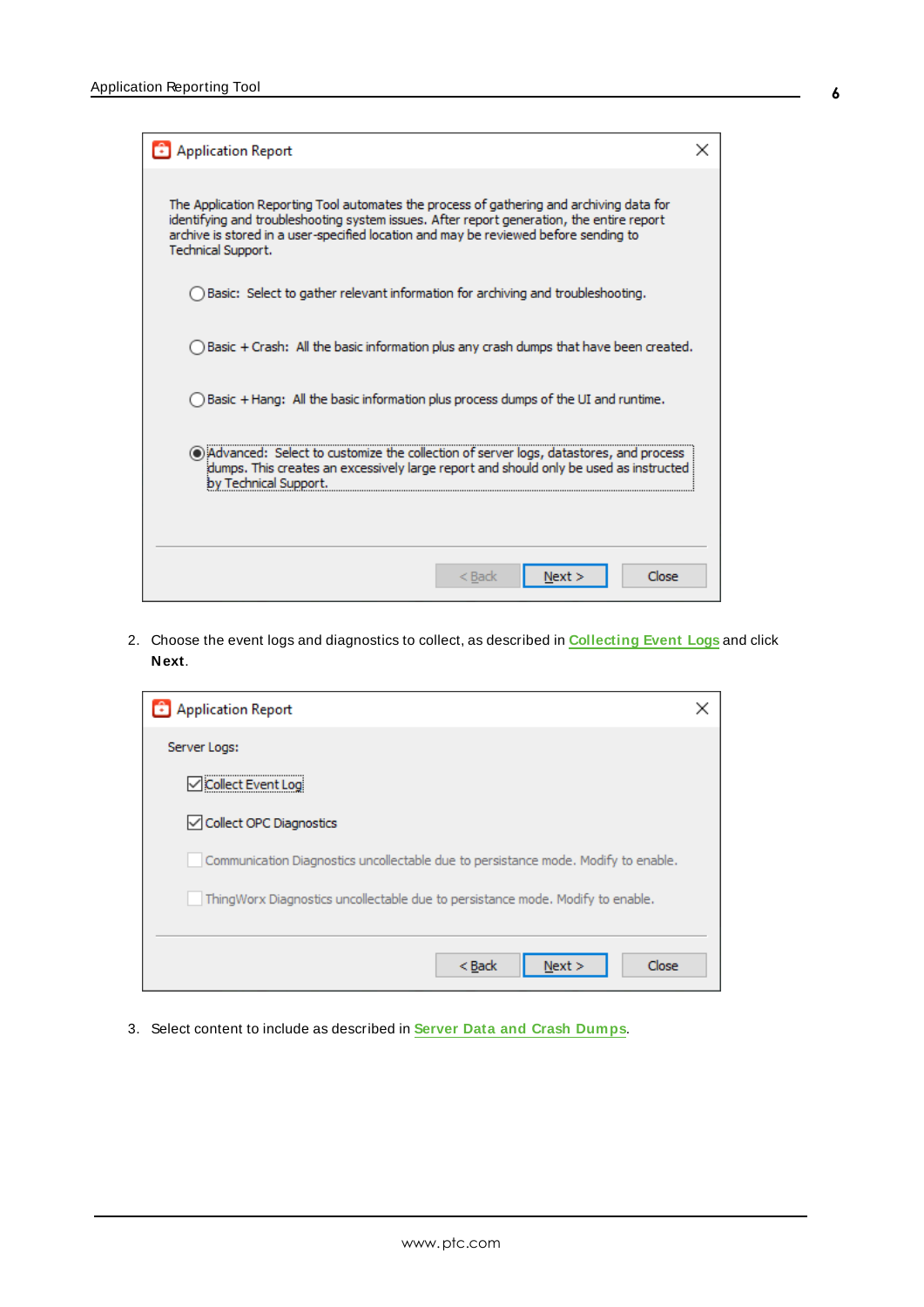Application Report

The Application Reporting Tool automates the process of gathering and archiving data for identifying and troubleshooting system issues. After report generation, the entire report archive is stored in a user-specified location and may be reviewed before sending to Technical Support.

- ◯ Basic: Select to gather relevant information for archiving and troubleshooting.
- ◯ Basic + Crash: All the basic information plus any crash dumps that have been created.
- ◯ Basic + Hang: All the basic information plus process dumps of the UI and runtime.
- ◉ Advanced: Select to customize the collection of server logs, datastores, and process dumps. This creates an excessively large report and should only be used as instructed by Technical Support.

< Back | Next > | Close

2. Choose the event logs and diagnostics to collect, as described in Collecting Event Logs and click **Next**.

Application Report

Server Logs:

- ☑ Collect Event Log
- ☑ Collect OPC Diagnostics
- ☐ Communication Diagnostics uncollectable due to persistance mode. Modify to enable.
- ☐ ThingWorx Diagnostics uncollectable due to persistance mode. Modify to enable.

< Back | Next > | Close

3. Select content to include as described in Server Data and Crash Dumps.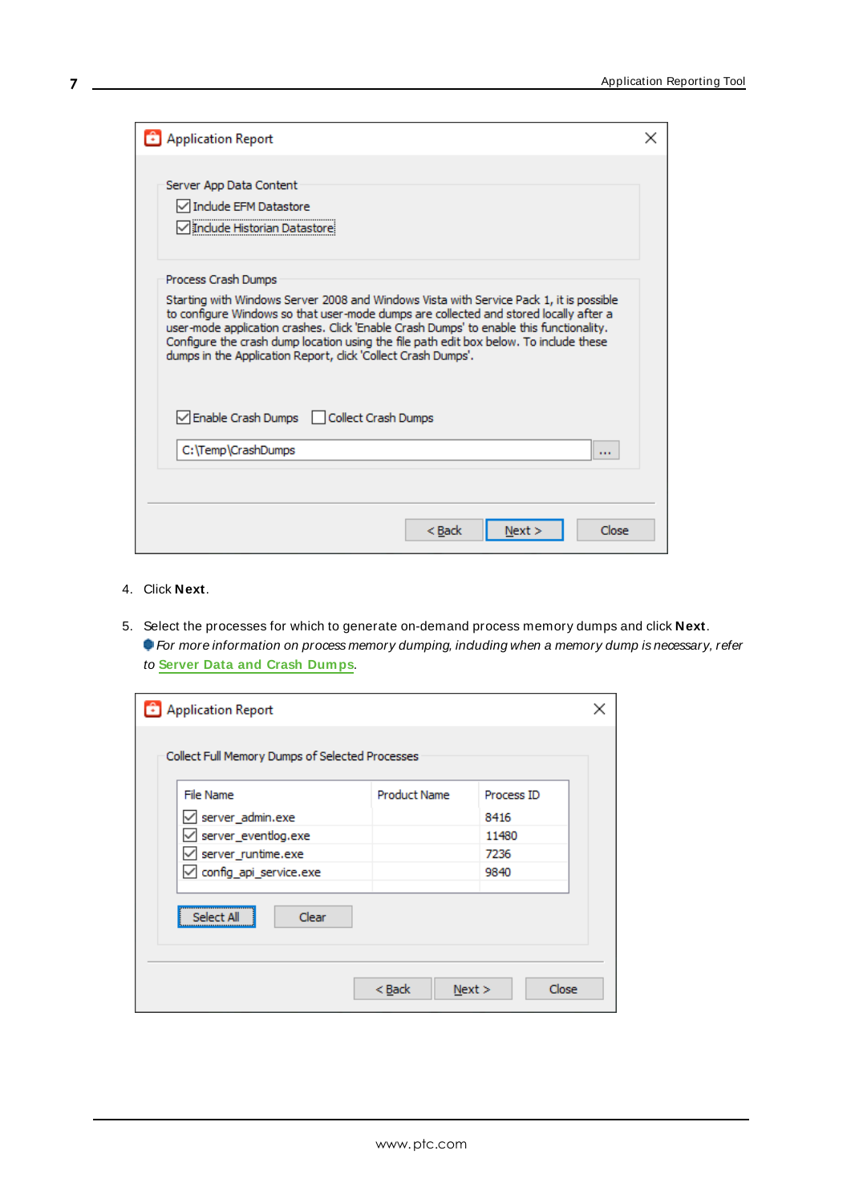4. Click **Next**.

5. Select the processes for which to generate on-demand process memory dumps and click **Next**.
   *For more information on process memory dumping, including when a memory dump is necessary, refer to* **Server Data and Crash Dumps**.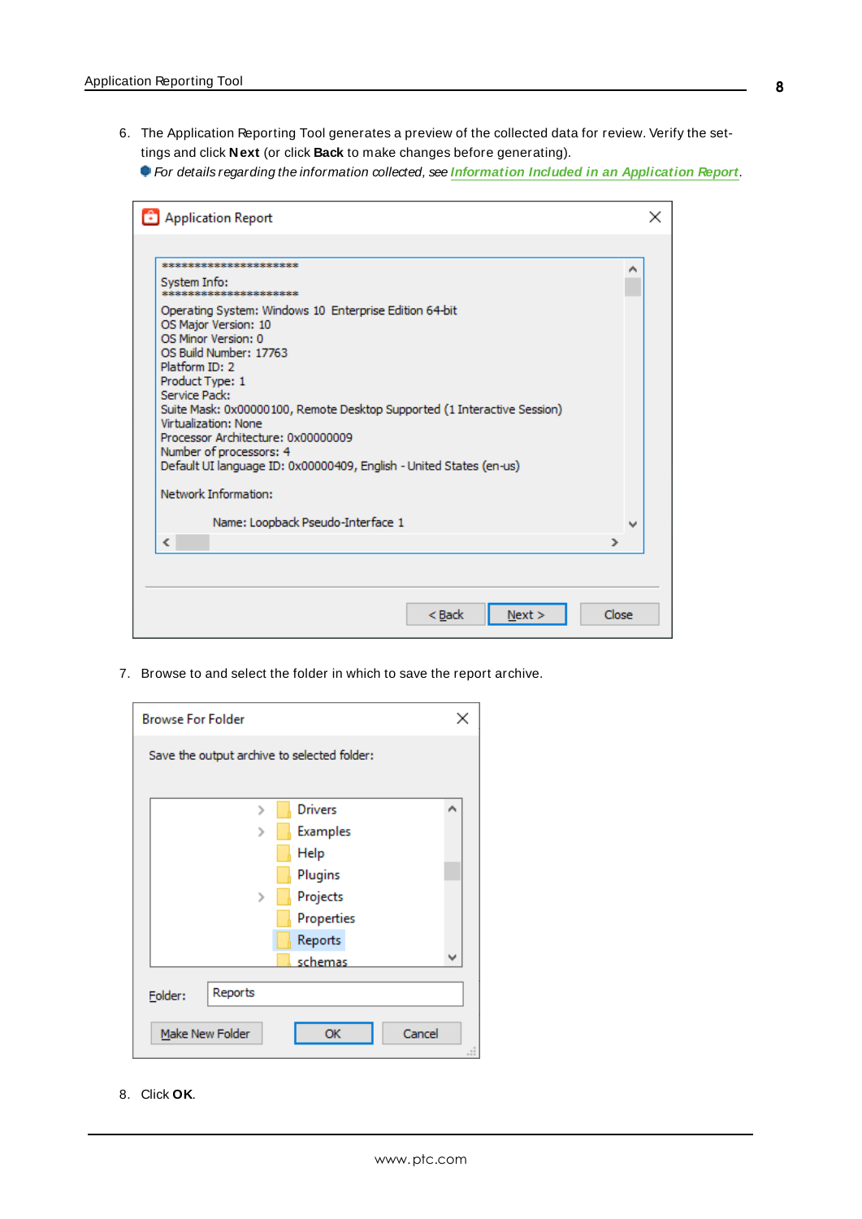6. The Application Reporting Tool generates a preview of the collected data for review. Verify the settings and click **Next** (or click **Back** to make changes before generating).

   *For details regarding the information collected, see* ***Information Included in an Application Report****.*

7. Browse to and select the folder in which to save the report archive.

8. Click **OK**.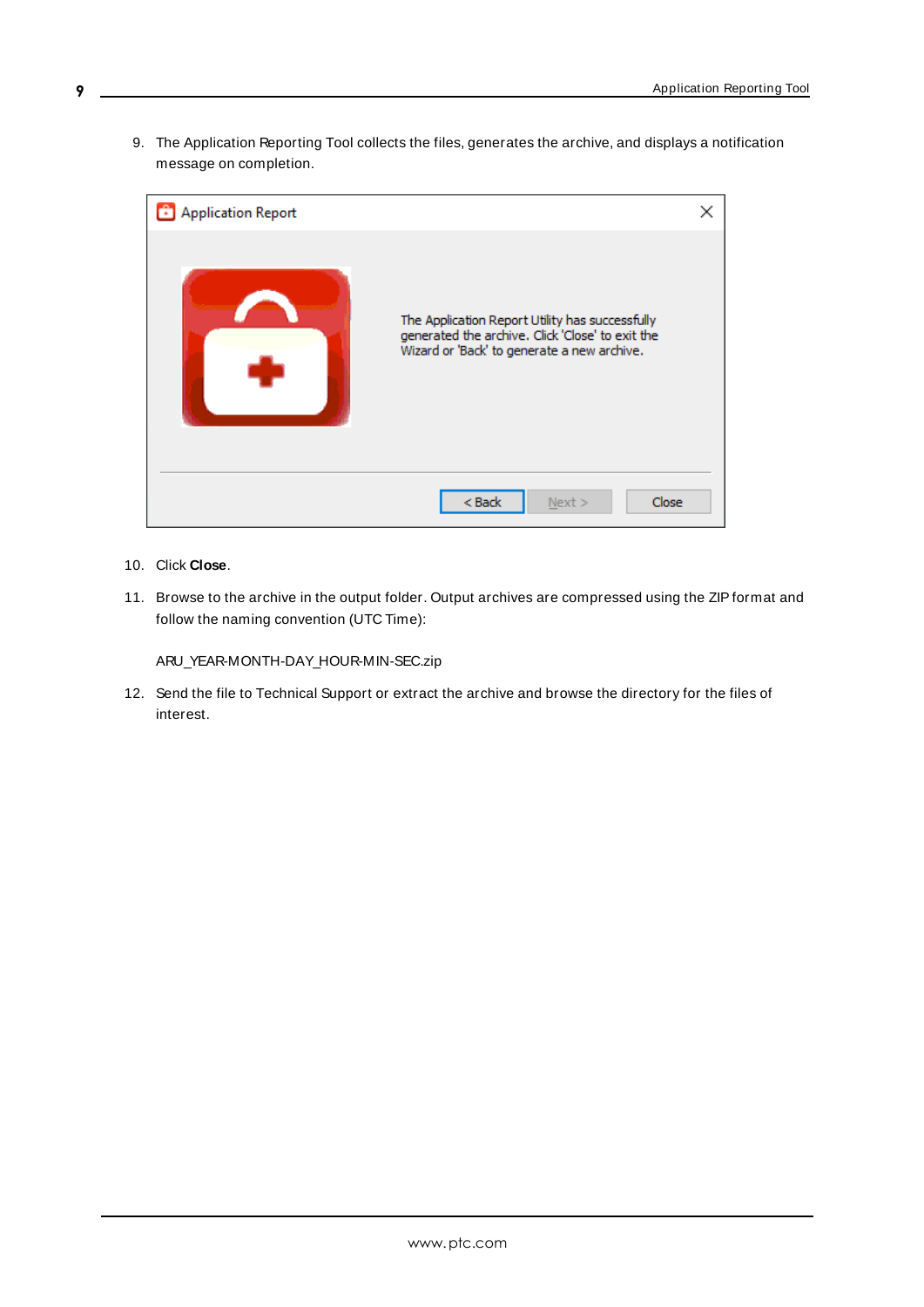9. The Application Reporting Tool collects the files, generates the archive, and displays a notification message on completion.

10. Click **Close**.

11. Browse to the archive in the output folder. Output archives are compressed using the ZIP format and follow the naming convention (UTC Time):

    ARU_YEAR-MONTH-DAY_HOUR-MIN-SEC.zip

12. Send the file to Technical Support or extract the archive and browse the directory for the files of interest.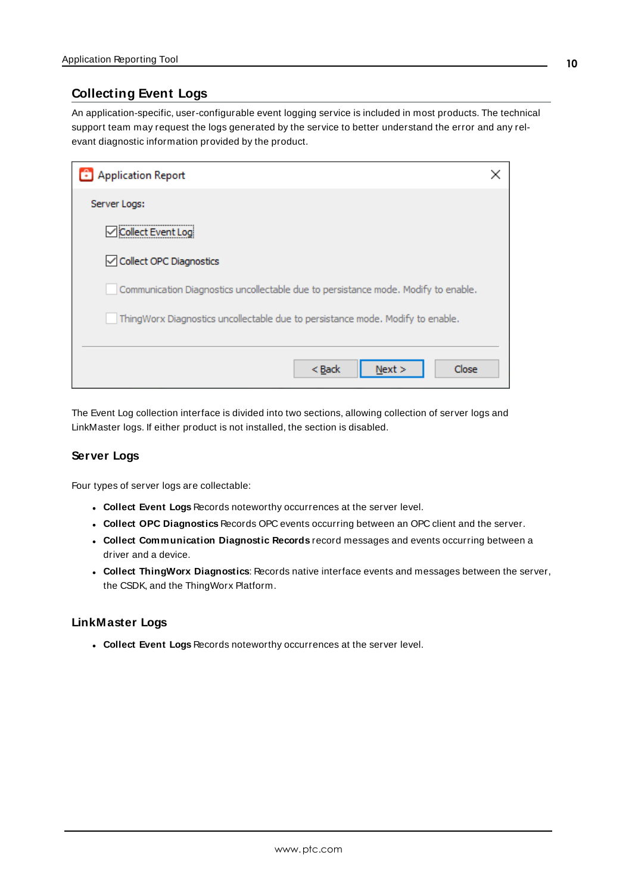## Collecting Event Logs

An application-specific, user-configurable event logging service is included in most products. The technical support team may request the logs generated by the service to better understand the error and any relevant diagnostic information provided by the product.

The Event Log collection interface is divided into two sections, allowing collection of server logs and LinkMaster logs. If either product is not installed, the section is disabled.

### Server Logs

Four types of server logs are collectable:

- **Collect Event Logs** Records noteworthy occurrences at the server level.
- **Collect OPC Diagnostics** Records OPC events occurring between an OPC client and the server.
- **Collect Communication Diagnostic Records** record messages and events occurring between a driver and a device.
- **Collect ThingWorx Diagnostics**: Records native interface events and messages between the server, the CSDK, and the ThingWorx Platform.

### LinkMaster Logs

- **Collect Event Logs** Records noteworthy occurrences at the server level.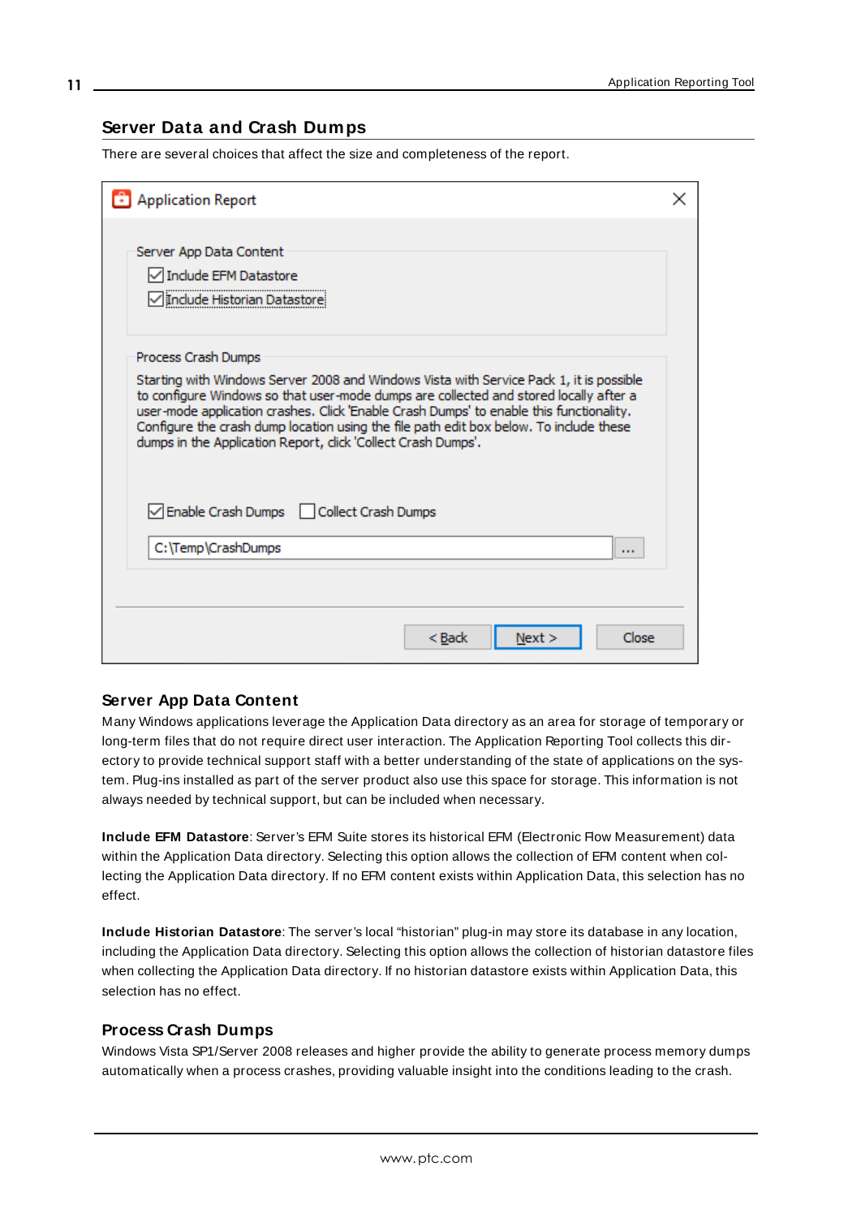## Server Data and Crash Dumps

There are several choices that affect the size and completeness of the report.

**Application Report**

Server App Data Content

- [x] Include EFM Datastore
- [x] Include Historian Datastore

Process Crash Dumps

Starting with Windows Server 2008 and Windows Vista with Service Pack 1, it is possible to configure Windows so that user-mode dumps are collected and stored locally after a user-mode application crashes. Click 'Enable Crash Dumps' to enable this functionality. Configure the crash dump location using the file path edit box below. To include these dumps in the Application Report, click 'Collect Crash Dumps'.

- [x] Enable Crash Dumps
- [ ] Collect Crash Dumps

C:\Temp\CrashDumps ...

< Back | Next > | Close

### Server App Data Content

Many Windows applications leverage the Application Data directory as an area for storage of temporary or long-term files that do not require direct user interaction. The Application Reporting Tool collects this directory to provide technical support staff with a better understanding of the state of applications on the system. Plug-ins installed as part of the server product also use this space for storage. This information is not always needed by technical support, but can be included when necessary.

**Include EFM Datastore**: Server's EFM Suite stores its historical EFM (Electronic Flow Measurement) data within the Application Data directory. Selecting this option allows the collection of EFM content when collecting the Application Data directory. If no EFM content exists within Application Data, this selection has no effect.

**Include Historian Datastore**: The server's local "historian" plug-in may store its database in any location, including the Application Data directory. Selecting this option allows the collection of historian datastore files when collecting the Application Data directory. If no historian datastore exists within Application Data, this selection has no effect.

### Process Crash Dumps

Windows Vista SP1/Server 2008 releases and higher provide the ability to generate process memory dumps automatically when a process crashes, providing valuable insight into the conditions leading to the crash.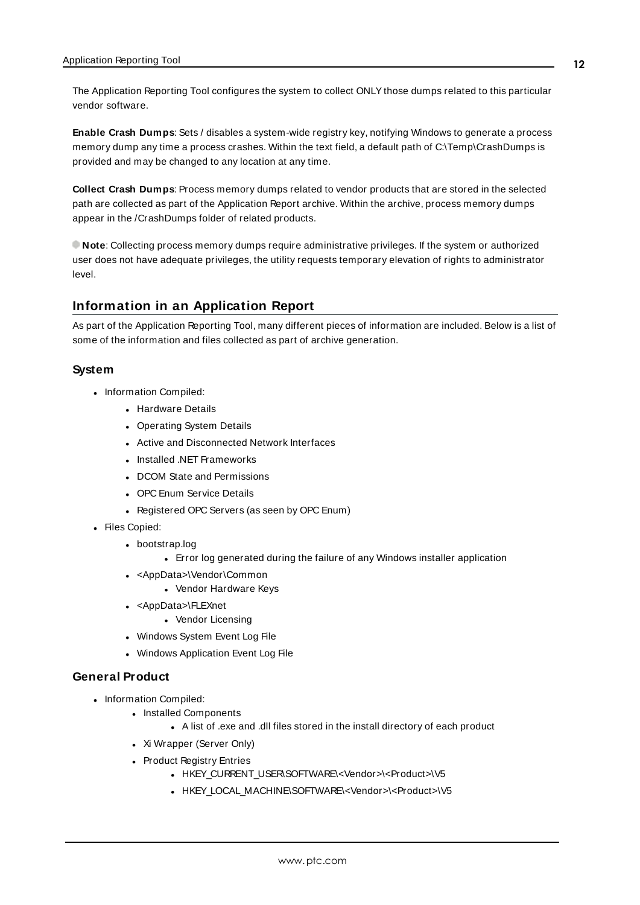The Application Reporting Tool configures the system to collect ONLY those dumps related to this particular vendor software.

**Enable Crash Dumps**: Sets / disables a system-wide registry key, notifying Windows to generate a process memory dump any time a process crashes. Within the text field, a default path of C:\Temp\CrashDumps is provided and may be changed to any location at any time.

**Collect Crash Dumps**: Process memory dumps related to vendor products that are stored in the selected path are collected as part of the Application Report archive. Within the archive, process memory dumps appear in the /CrashDumps folder of related products.

**Note**: Collecting process memory dumps require administrative privileges. If the system or authorized user does not have adequate privileges, the utility requests temporary elevation of rights to administrator level.

## Information in an Application Report

As part of the Application Reporting Tool, many different pieces of information are included. Below is a list of some of the information and files collected as part of archive generation.

### System

- Information Compiled:
  - Hardware Details
  - Operating System Details
  - Active and Disconnected Network Interfaces
  - Installed .NET Frameworks
  - DCOM State and Permissions
  - OPC Enum Service Details
  - Registered OPC Servers (as seen by OPC Enum)
- Files Copied:
  - bootstrap.log
    - Error log generated during the failure of any Windows installer application
  - <AppData>\Vendor\Common
    - Vendor Hardware Keys
  - <AppData>\FLEXnet
    - Vendor Licensing
  - Windows System Event Log File
  - Windows Application Event Log File

### General Product

- Information Compiled:
  - Installed Components
    - A list of .exe and .dll files stored in the install directory of each product
  - Xi Wrapper (Server Only)
  - Product Registry Entries
    - HKEY_CURRENT_USER\SOFTWARE\<Vendor>\<Product>\V5
    - HKEY_LOCAL_MACHINE\SOFTWARE\<Vendor>\<Product>\V5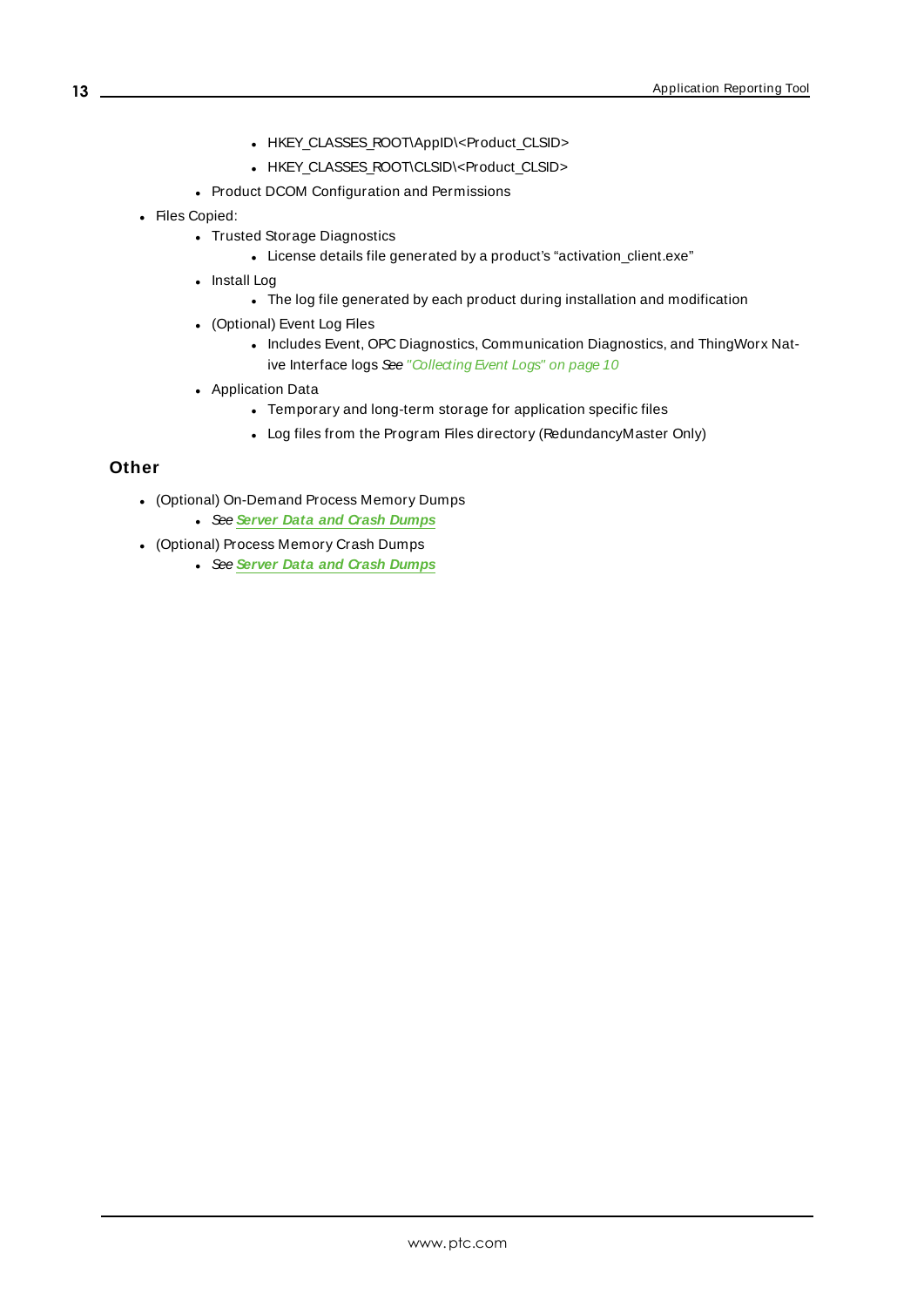- HKEY_CLASSES_ROOT\AppID\<Product_CLSID>
        - HKEY_CLASSES_ROOT\CLSID\<Product_CLSID>
    - Product DCOM Configuration and Permissions
- Files Copied:
    - Trusted Storage Diagnostics
        - License details file generated by a product's "activation_client.exe"
    - Install Log
        - The log file generated by each product during installation and modification
    - (Optional) Event Log Files
        - Includes Event, OPC Diagnostics, Communication Diagnostics, and ThingWorx Native Interface logs *See "Collecting Event Logs" on page 10*
    - Application Data
        - Temporary and long-term storage for application specific files
        - Log files from the Program Files directory (RedundancyMaster Only)

## Other

- (Optional) On-Demand Process Memory Dumps
    - *See* ***Server Data and Crash Dumps***
- (Optional) Process Memory Crash Dumps
    - *See* ***Server Data and Crash Dumps***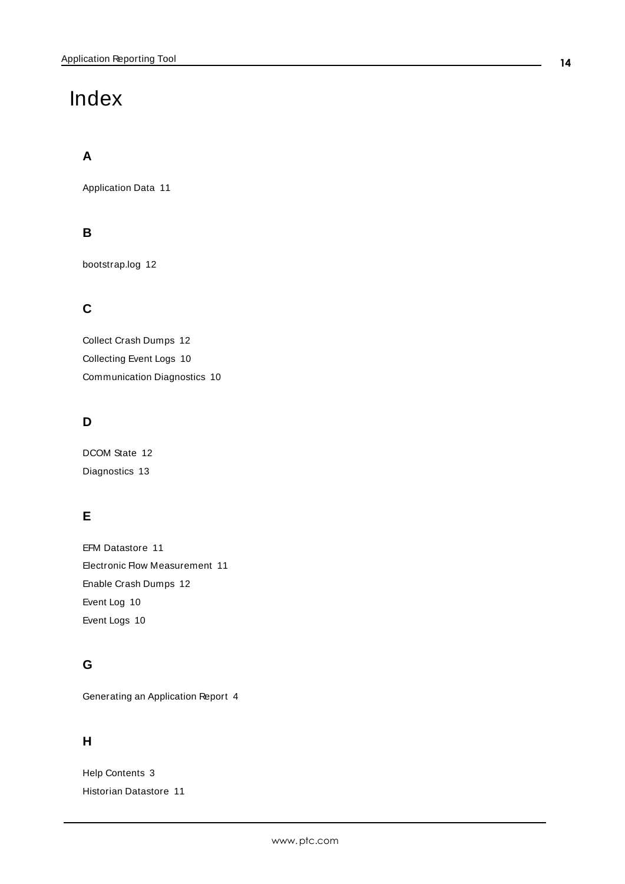# Index

## A

Application Data 11

## B

bootstrap.log 12

## C

Collect Crash Dumps 12

Collecting Event Logs 10

Communication Diagnostics 10

## D

DCOM State 12

Diagnostics 13

## E

EFM Datastore 11

Electronic Flow Measurement 11

Enable Crash Dumps 12

Event Log 10

Event Logs 10

## G

Generating an Application Report 4

## H

Help Contents 3

Historian Datastore 11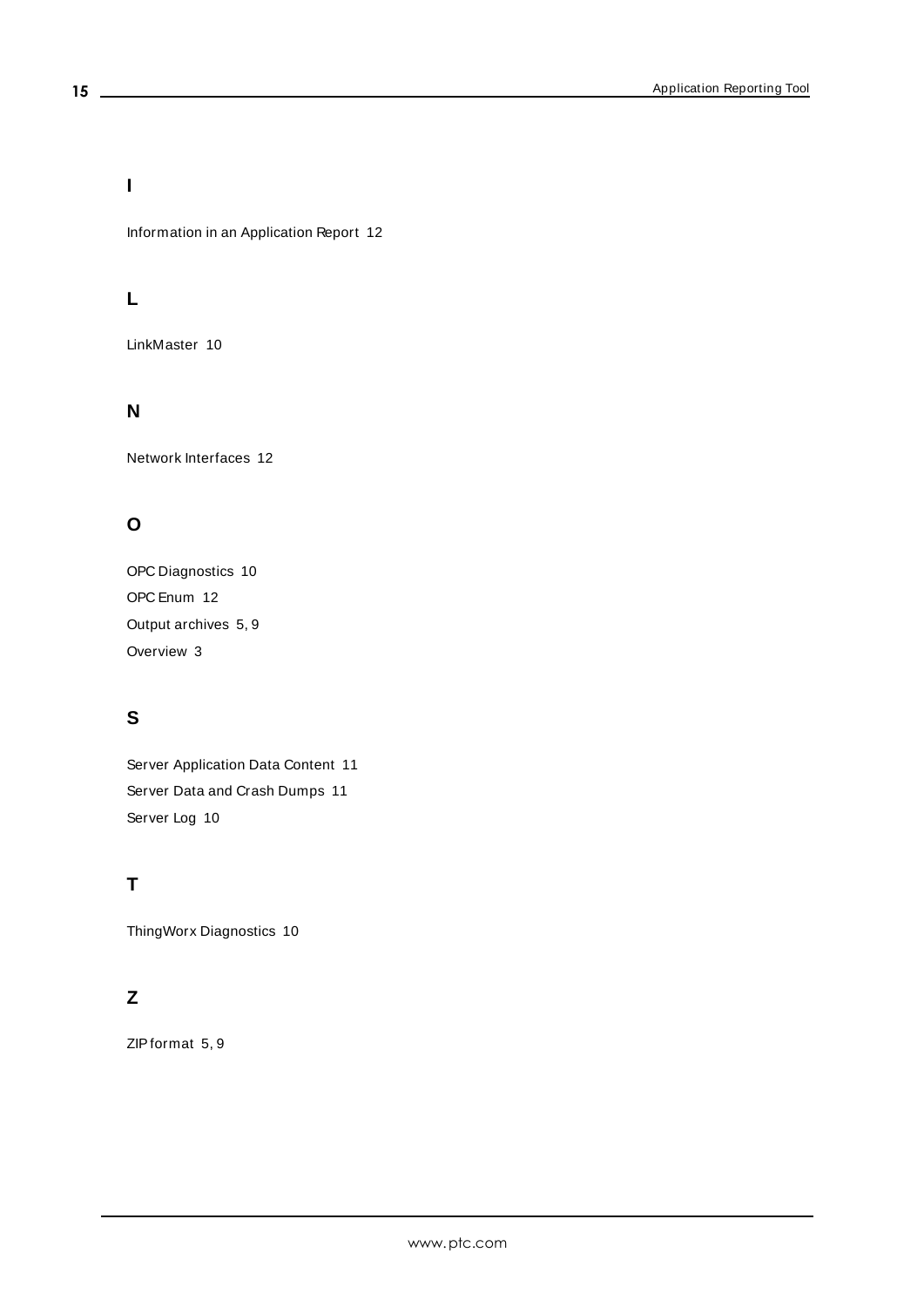## I

Information in an Application Report 12

## L

LinkMaster 10

## N

Network Interfaces 12

## O

OPC Diagnostics 10

OPC Enum 12

Output archives 5, 9

Overview 3

## S

Server Application Data Content 11

Server Data and Crash Dumps 11

Server Log 10

## T

ThingWorx Diagnostics 10

## Z

ZIP format 5, 9